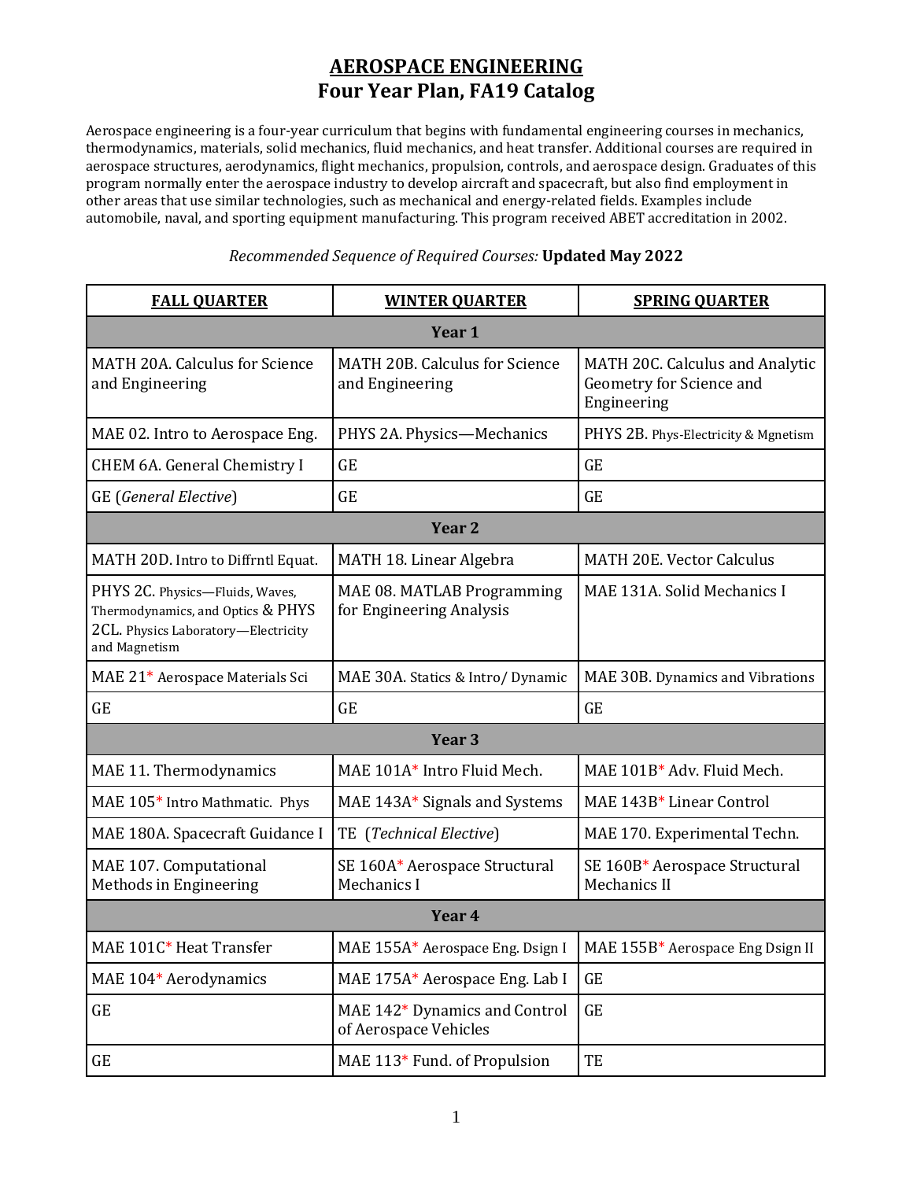# AEROSPACE ENGINEERING
## Four Year Plan, FA19 Catalog

Aerospace engineering is a four-year curriculum that begins with fundamental engineering courses in mechanics, thermodynamics, materials, solid mechanics, fluid mechanics, and heat transfer. Additional courses are required in aerospace structures, aerodynamics, flight mechanics, propulsion, controls, and aerospace design. Graduates of this program normally enter the aerospace industry to develop aircraft and spacecraft, but also find employment in other areas that use similar technologies, such as mechanical and energy-related fields. Examples include automobile, naval, and sporting equipment manufacturing. This program received ABET accreditation in 2002.

*Recommended Sequence of Required Courses:* **Updated May 2022**

| FALL QUARTER | WINTER QUARTER | SPRING QUARTER |
|---|---|---|
| **Year 1** | | |
| MATH 20A. Calculus for Science and Engineering | MATH 20B. Calculus for Science and Engineering | MATH 20C. Calculus and Analytic Geometry for Science and Engineering |
| MAE 02. Intro to Aerospace Eng. | PHYS 2A. Physics—Mechanics | PHYS 2B. Phys-Electricity & Mgnetism |
| CHEM 6A. General Chemistry I | GE | GE |
| GE (*General Elective*) | GE | GE |
| **Year 2** | | |
| MATH 20D. Intro to Diffrntl Equat. | MATH 18. Linear Algebra | MATH 20E. Vector Calculus |
| PHYS 2C. Physics—Fluids, Waves, Thermodynamics, and Optics & PHYS 2CL. Physics Laboratory—Electricity and Magnetism | MAE 08. MATLAB Programming for Engineering Analysis | MAE 131A. Solid Mechanics I |
| MAE 21* Aerospace Materials Sci | MAE 30A. Statics & Intro/ Dynamic | MAE 30B. Dynamics and Vibrations |
| GE | GE | GE |
| **Year 3** | | |
| MAE 11. Thermodynamics | MAE 101A* Intro Fluid Mech. | MAE 101B* Adv. Fluid Mech. |
| MAE 105* Intro Mathmatic. Phys | MAE 143A* Signals and Systems | MAE 143B* Linear Control |
| MAE 180A. Spacecraft Guidance I | TE (*Technical Elective*) | MAE 170. Experimental Techn. |
| MAE 107. Computational Methods in Engineering | SE 160A* Aerospace Structural Mechanics I | SE 160B* Aerospace Structural Mechanics II |
| **Year 4** | | |
| MAE 101C* Heat Transfer | MAE 155A* Aerospace Eng. Dsign I | MAE 155B* Aerospace Eng Dsign II |
| MAE 104* Aerodynamics | MAE 175A* Aerospace Eng. Lab I | GE |
| GE | MAE 142* Dynamics and Control of Aerospace Vehicles | GE |
| GE | MAE 113* Fund. of Propulsion | TE |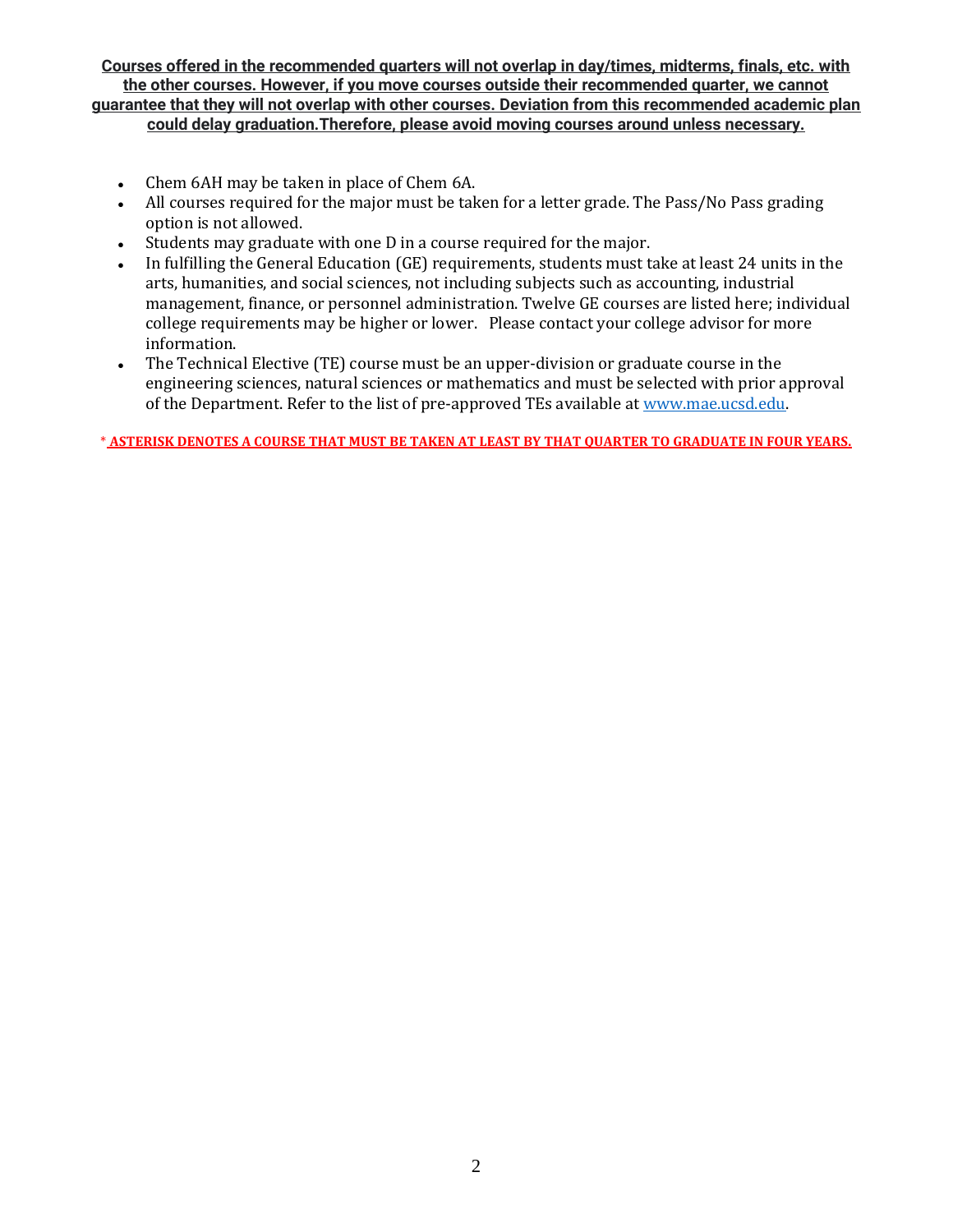**<u>Courses offered in the recommended quarters will not overlap in day/times, midterms, finals, etc. with the other courses. However, if you move courses outside their recommended quarter, we cannot guarantee that they will not overlap with other courses. Deviation from this recommended academic plan could delay graduation.Therefore, please avoid moving courses around unless necessary.</u>**

- Chem 6AH may be taken in place of Chem 6A.
- All courses required for the major must be taken for a letter grade. The Pass/No Pass grading option is not allowed.
- Students may graduate with one D in a course required for the major.
- In fulfilling the General Education (GE) requirements, students must take at least 24 units in the arts, humanities, and social sciences, not including subjects such as accounting, industrial management, finance, or personnel administration. Twelve GE courses are listed here; individual college requirements may be higher or lower. Please contact your college advisor for more information.
- The Technical Elective (TE) course must be an upper-division or graduate course in the engineering sciences, natural sciences or mathematics and must be selected with prior approval of the Department. Refer to the list of pre-approved TEs available at [www.mae.ucsd.edu](http://www.mae.ucsd.edu).

* **<u>ASTERISK DENOTES A COURSE THAT MUST BE TAKEN AT LEAST BY THAT QUARTER TO GRADUATE IN FOUR YEARS.</u>**